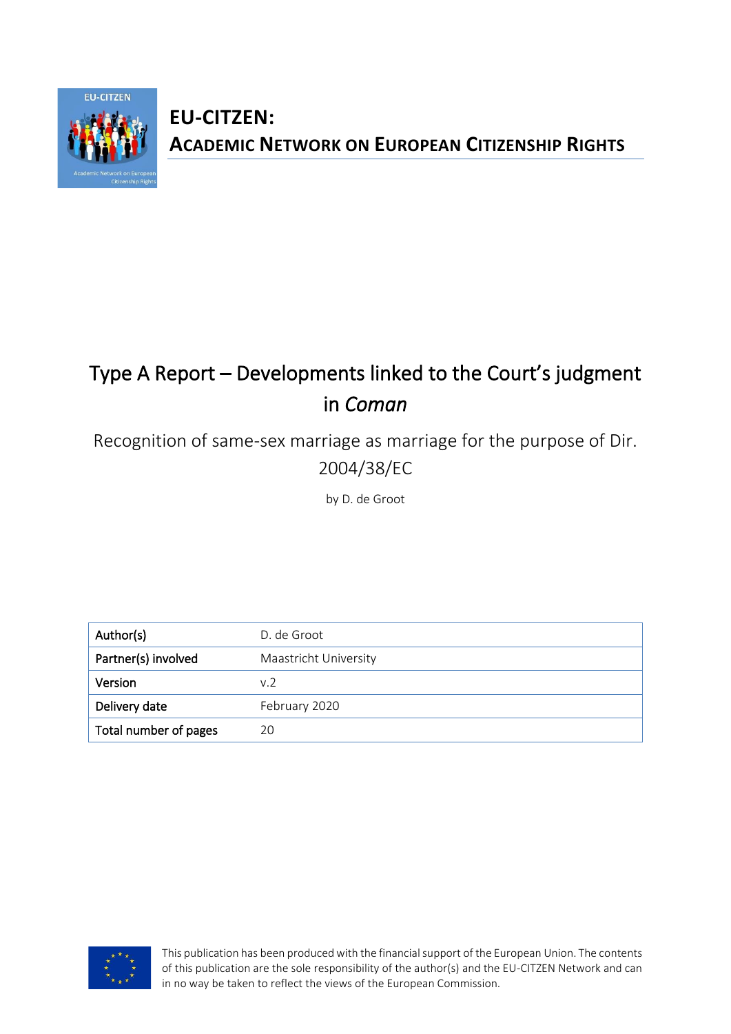# EU-CITZEN:

## ACADEMIC NETWORK ON EUROPEAN CITIZENSHIP RIGHTS

# Type A Report – Developments linked to the Court's judgment in *Coman*

Recognition of same-sex marriage as marriage for the purpose of Dir. 2004/38/EC

by D. de Groot

| Author(s) | D. de Groot |
| --- | --- |
| Partner(s) involved | Maastricht University |
| Version | v.2 |
| Delivery date | February 2020 |
| Total number of pages | 20 |

This publication has been produced with the financial support of the European Union. The contents of this publication are the sole responsibility of the author(s) and the EU-CITZEN Network and can in no way be taken to reflect the views of the European Commission.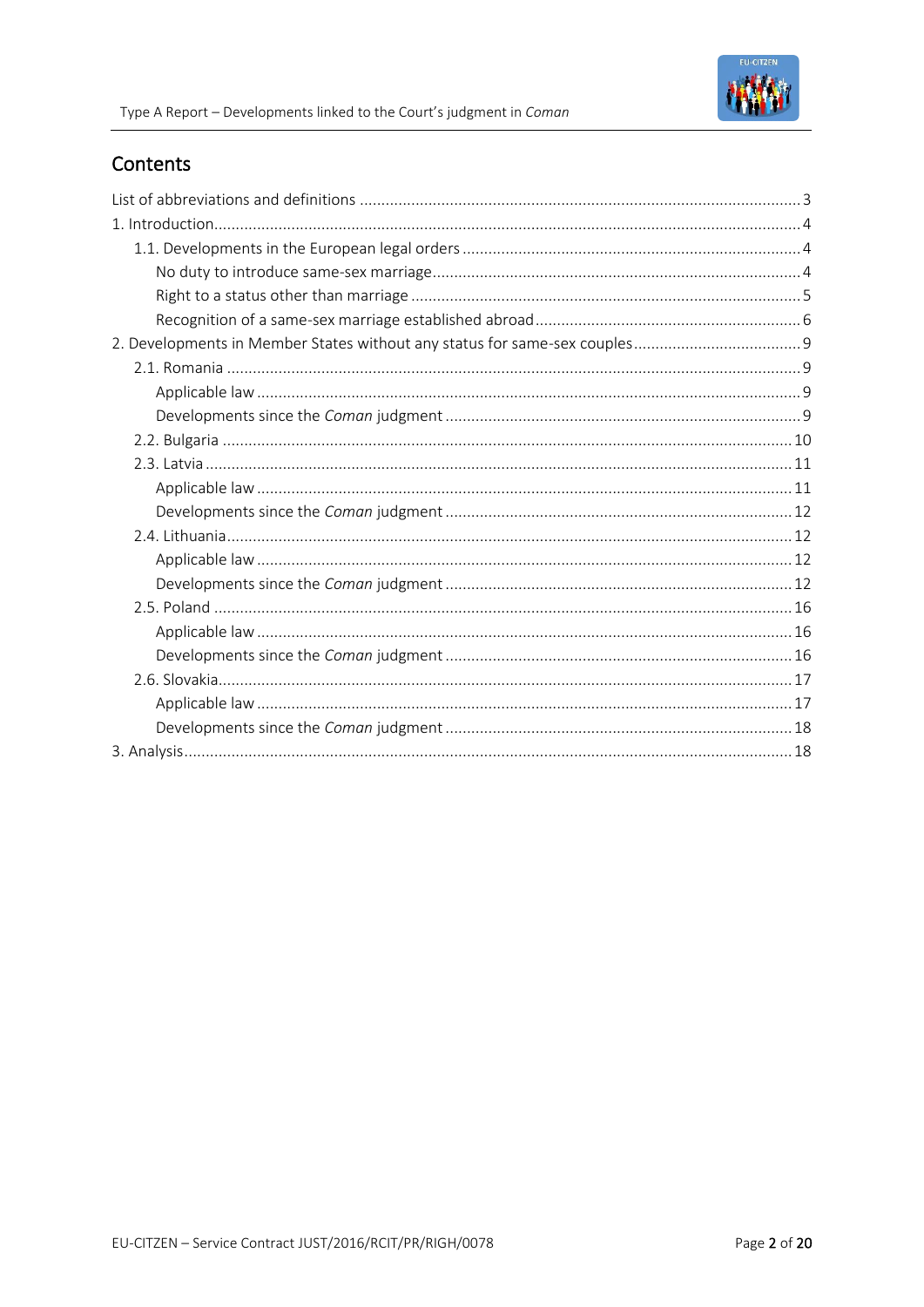## Contents

- List of abbreviations and definitions ..... 3
- 1. Introduction ..... 4
  - 1.1. Developments in the European legal orders ..... 4
    - No duty to introduce same-sex marriage ..... 4
    - Right to a status other than marriage ..... 5
    - Recognition of a same-sex marriage established abroad ..... 6
- 2. Developments in Member States without any status for same-sex couples ..... 9
  - 2.1. Romania ..... 9
    - Applicable law ..... 9
    - Developments since the *Coman* judgment ..... 9
  - 2.2. Bulgaria ..... 10
  - 2.3. Latvia ..... 11
    - Applicable law ..... 11
    - Developments since the *Coman* judgment ..... 12
  - 2.4. Lithuania ..... 12
    - Applicable law ..... 12
    - Developments since the *Coman* judgment ..... 12
  - 2.5. Poland ..... 16
    - Applicable law ..... 16
    - Developments since the *Coman* judgment ..... 16
  - 2.6. Slovakia ..... 17
    - Applicable law ..... 17
    - Developments since the *Coman* judgment ..... 18
- 3. Analysis ..... 18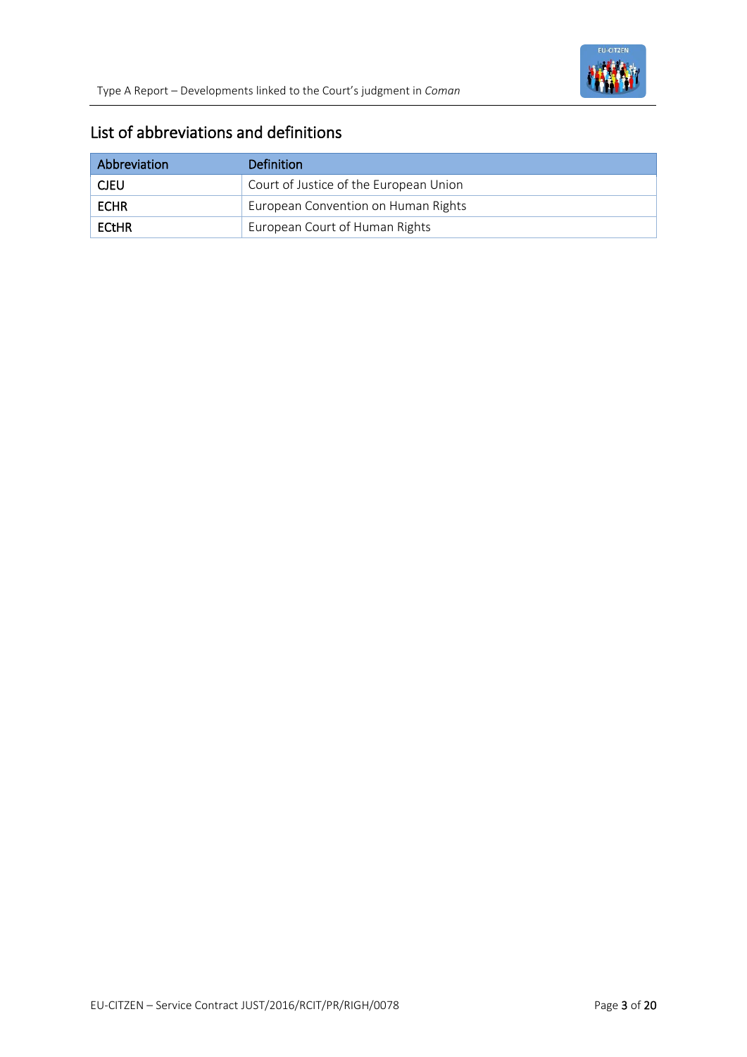## List of abbreviations and definitions

| Abbreviation | Definition |
| --- | --- |
| CJEU | Court of Justice of the European Union |
| ECHR | European Convention on Human Rights |
| ECtHR | European Court of Human Rights |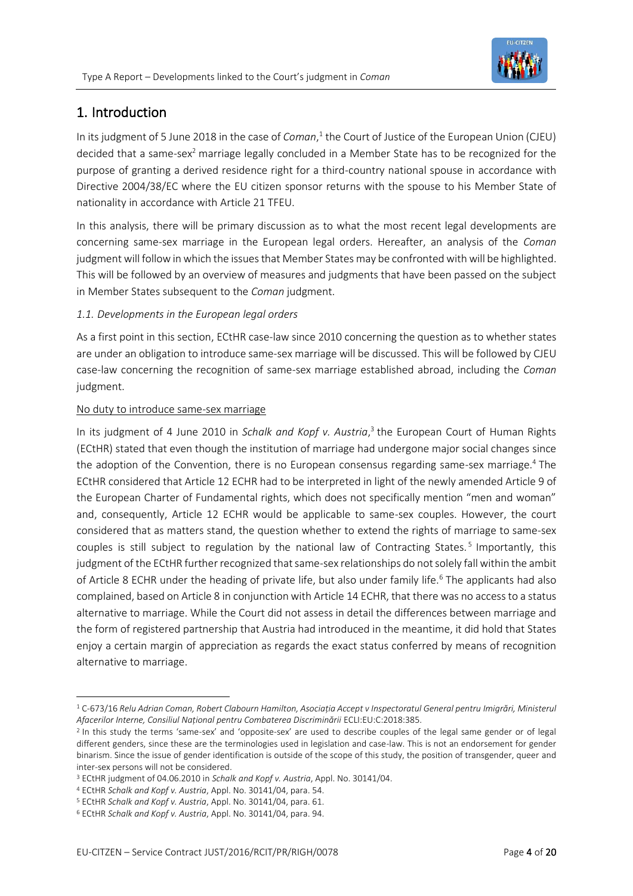# 1. Introduction

In its judgment of 5 June 2018 in the case of *Coman*,[1] the Court of Justice of the European Union (CJEU) decided that a same-sex[2] marriage legally concluded in a Member State has to be recognized for the purpose of granting a derived residence right for a third-country national spouse in accordance with Directive 2004/38/EC where the EU citizen sponsor returns with the spouse to his Member State of nationality in accordance with Article 21 TFEU.

In this analysis, there will be primary discussion as to what the most recent legal developments are concerning same-sex marriage in the European legal orders. Hereafter, an analysis of the *Coman* judgment will follow in which the issues that Member States may be confronted with will be highlighted. This will be followed by an overview of measures and judgments that have been passed on the subject in Member States subsequent to the *Coman* judgment.

### *1.1. Developments in the European legal orders*

As a first point in this section, ECtHR case-law since 2010 concerning the question as to whether states are under an obligation to introduce same-sex marriage will be discussed. This will be followed by CJEU case-law concerning the recognition of same-sex marriage established abroad, including the *Coman* judgment.

#### No duty to introduce same-sex marriage

In its judgment of 4 June 2010 in *Schalk and Kopf v. Austria*,[3] the European Court of Human Rights (ECtHR) stated that even though the institution of marriage had undergone major social changes since the adoption of the Convention, there is no European consensus regarding same-sex marriage.[4] The ECtHR considered that Article 12 ECHR had to be interpreted in light of the newly amended Article 9 of the European Charter of Fundamental rights, which does not specifically mention "men and woman" and, consequently, Article 12 ECHR would be applicable to same-sex couples. However, the court considered that as matters stand, the question whether to extend the rights of marriage to same-sex couples is still subject to regulation by the national law of Contracting States.[5] Importantly, this judgment of the ECtHR further recognized that same-sex relationships do not solely fall within the ambit of Article 8 ECHR under the heading of private life, but also under family life.[6] The applicants had also complained, based on Article 8 in conjunction with Article 14 ECHR, that there was no access to a status alternative to marriage. While the Court did not assess in detail the differences between marriage and the form of registered partnership that Austria had introduced in the meantime, it did hold that States enjoy a certain margin of appreciation as regards the exact status conferred by means of recognition alternative to marriage.

---

[1] C-673/16 *Relu Adrian Coman, Robert Clabourn Hamilton, Asociația Accept v Inspectoratul General pentru Imigrări, Ministerul Afacerilor Interne, Consiliul Național pentru Combaterea Discriminării* ECLI:EU:C:2018:385.

[2] In this study the terms 'same-sex' and 'opposite-sex' are used to describe couples of the legal same gender or of legal different genders, since these are the terminologies used in legislation and case-law. This is not an endorsement for gender binarism. Since the issue of gender identification is outside of the scope of this study, the position of transgender, queer and inter-sex persons will not be considered.

[3] ECtHR judgment of 04.06.2010 in *Schalk and Kopf v. Austria*, Appl. No. 30141/04.

[4] ECtHR *Schalk and Kopf v. Austria*, Appl. No. 30141/04, para. 54.

[5] ECtHR *Schalk and Kopf v. Austria*, Appl. No. 30141/04, para. 61.

[6] ECtHR *Schalk and Kopf v. Austria*, Appl. No. 30141/04, para. 94.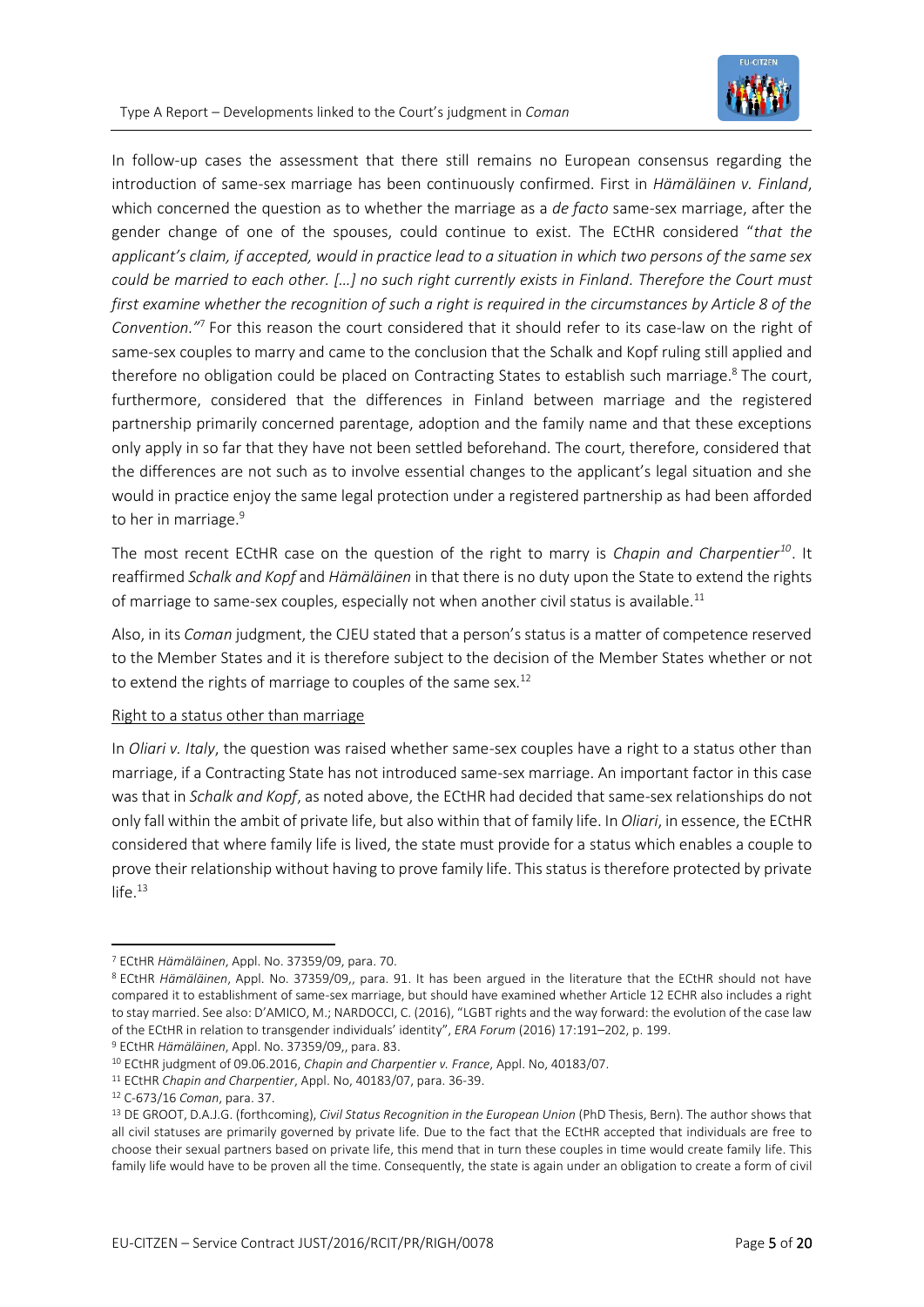In follow-up cases the assessment that there still remains no European consensus regarding the introduction of same-sex marriage has been continuously confirmed. First in *Hämäläinen v. Finland*, which concerned the question as to whether the marriage as a *de facto* same-sex marriage, after the gender change of one of the spouses, could continue to exist. The ECtHR considered "*that the applicant's claim, if accepted, would in practice lead to a situation in which two persons of the same sex could be married to each other. […] no such right currently exists in Finland. Therefore the Court must first examine whether the recognition of such a right is required in the circumstances by Article 8 of the Convention.*"[7] For this reason the court considered that it should refer to its case-law on the right of same-sex couples to marry and came to the conclusion that the Schalk and Kopf ruling still applied and therefore no obligation could be placed on Contracting States to establish such marriage.[8] The court, furthermore, considered that the differences in Finland between marriage and the registered partnership primarily concerned parentage, adoption and the family name and that these exceptions only apply in so far that they have not been settled beforehand. The court, therefore, considered that the differences are not such as to involve essential changes to the applicant's legal situation and she would in practice enjoy the same legal protection under a registered partnership as had been afforded to her in marriage.[9]

The most recent ECtHR case on the question of the right to marry is *Chapin and Charpentier*[10]. It reaffirmed *Schalk and Kopf* and *Hämäläinen* in that there is no duty upon the State to extend the rights of marriage to same-sex couples, especially not when another civil status is available.[11]

Also, in its *Coman* judgment, the CJEU stated that a person's status is a matter of competence reserved to the Member States and it is therefore subject to the decision of the Member States whether or not to extend the rights of marriage to couples of the same sex.[12]

Right to a status other than marriage

In *Oliari v. Italy*, the question was raised whether same-sex couples have a right to a status other than marriage, if a Contracting State has not introduced same-sex marriage. An important factor in this case was that in *Schalk and Kopf*, as noted above, the ECtHR had decided that same-sex relationships do not only fall within the ambit of private life, but also within that of family life. In *Oliari*, in essence, the ECtHR considered that where family life is lived, the state must provide for a status which enables a couple to prove their relationship without having to prove family life. This status is therefore protected by private life.[13]

---

[7] ECtHR *Hämäläinen*, Appl. No. 37359/09, para. 70.

[8] ECtHR *Hämäläinen*, Appl. No. 37359/09,, para. 91. It has been argued in the literature that the ECtHR should not have compared it to establishment of same-sex marriage, but should have examined whether Article 12 ECHR also includes a right to stay married. See also: D'AMICO, M.; NARDOCCI, C. (2016), "LGBT rights and the way forward: the evolution of the case law of the ECtHR in relation to transgender individuals' identity", *ERA Forum* (2016) 17:191–202, p. 199.

[9] ECtHR *Hämäläinen*, Appl. No. 37359/09,, para. 83.

[10] ECtHR judgment of 09.06.2016, *Chapin and Charpentier v. France*, Appl. No, 40183/07.

[11] ECtHR *Chapin and Charpentier*, Appl. No, 40183/07, para. 36-39.

[12] C-673/16 *Coman*, para. 37.

[13] DE GROOT, D.A.J.G. (forthcoming), *Civil Status Recognition in the European Union* (PhD Thesis, Bern). The author shows that all civil statuses are primarily governed by private life. Due to the fact that the ECtHR accepted that individuals are free to choose their sexual partners based on private life, this mend that in turn these couples in time would create family life. This family life would have to be proven all the time. Consequently, the state is again under an obligation to create a form of civil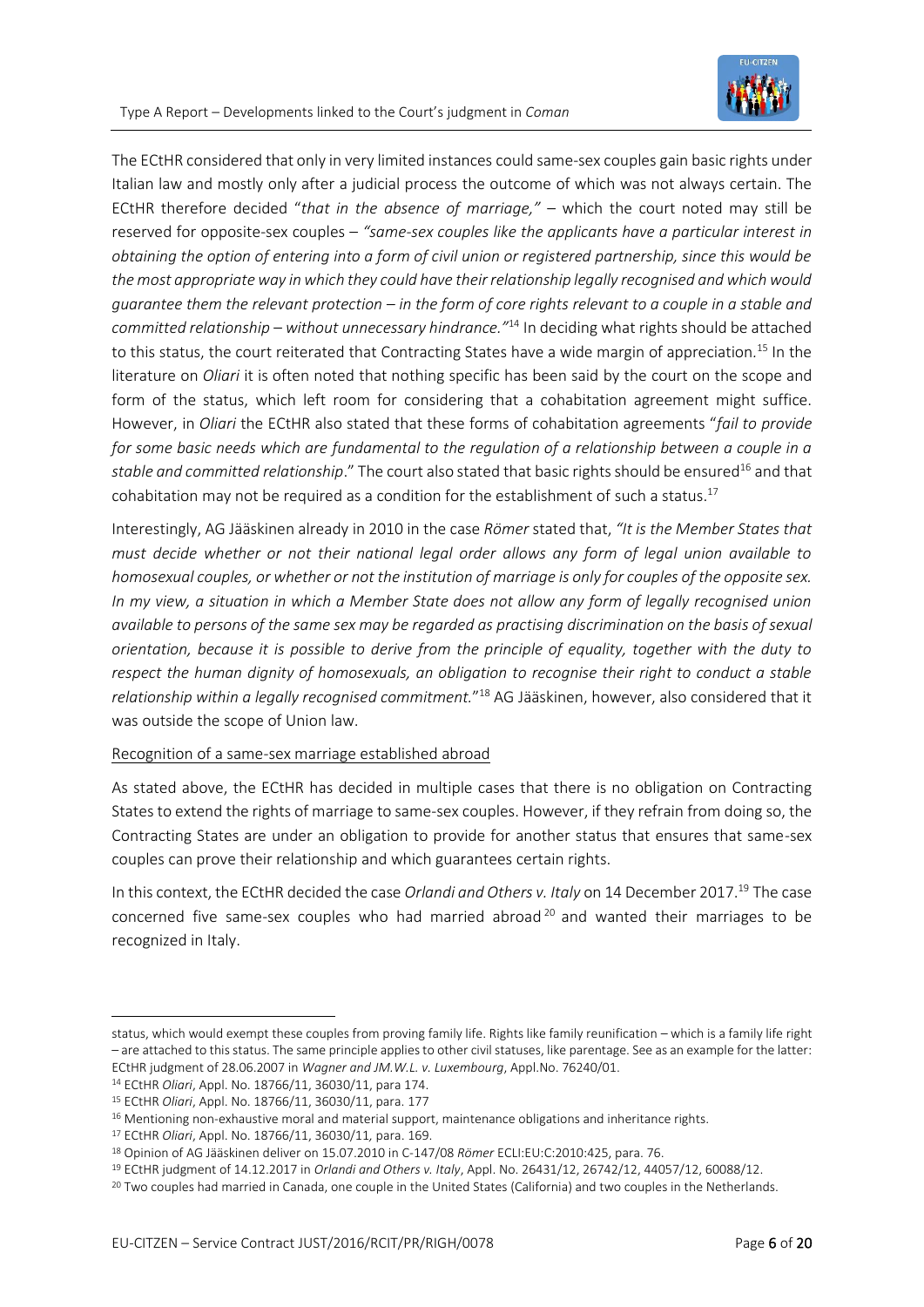The ECtHR considered that only in very limited instances could same-sex couples gain basic rights under Italian law and mostly only after a judicial process the outcome of which was not always certain. The ECtHR therefore decided "*that in the absence of marriage,"* – which the court noted may still be reserved for opposite-sex couples – *"same-sex couples like the applicants have a particular interest in obtaining the option of entering into a form of civil union or registered partnership, since this would be the most appropriate way in which they could have their relationship legally recognised and which would guarantee them the relevant protection – in the form of core rights relevant to a couple in a stable and committed relationship – without unnecessary hindrance."*[14] In deciding what rights should be attached to this status, the court reiterated that Contracting States have a wide margin of appreciation.[15] In the literature on *Oliari* it is often noted that nothing specific has been said by the court on the scope and form of the status, which left room for considering that a cohabitation agreement might suffice. However, in *Oliari* the ECtHR also stated that these forms of cohabitation agreements "*fail to provide for some basic needs which are fundamental to the regulation of a relationship between a couple in a stable and committed relationship*." The court also stated that basic rights should be ensured[16] and that cohabitation may not be required as a condition for the establishment of such a status.[17]

Interestingly, AG Jääskinen already in 2010 in the case *Römer* stated that, *"It is the Member States that must decide whether or not their national legal order allows any form of legal union available to homosexual couples, or whether or not the institution of marriage is only for couples of the opposite sex. In my view, a situation in which a Member State does not allow any form of legally recognised union available to persons of the same sex may be regarded as practising discrimination on the basis of sexual orientation, because it is possible to derive from the principle of equality, together with the duty to respect the human dignity of homosexuals, an obligation to recognise their right to conduct a stable relationship within a legally recognised commitment.*"[18] AG Jääskinen, however, also considered that it was outside the scope of Union law.

Recognition of a same-sex marriage established abroad

As stated above, the ECtHR has decided in multiple cases that there is no obligation on Contracting States to extend the rights of marriage to same-sex couples. However, if they refrain from doing so, the Contracting States are under an obligation to provide for another status that ensures that same-sex couples can prove their relationship and which guarantees certain rights.

In this context, the ECtHR decided the case *Orlandi and Others v. Italy* on 14 December 2017.[19] The case concerned five same-sex couples who had married abroad[20] and wanted their marriages to be recognized in Italy.

---

status, which would exempt these couples from proving family life. Rights like family reunification – which is a family life right – are attached to this status. The same principle applies to other civil statuses, like parentage. See as an example for the latter: ECtHR judgment of 28.06.2007 in *Wagner and JM.W.L. v. Luxembourg*, Appl.No. 76240/01.

[14] ECtHR *Oliari*, Appl. No. 18766/11, 36030/11, para 174.

[15] ECtHR *Oliari*, Appl. No. 18766/11, 36030/11, para. 177

[16] Mentioning non-exhaustive moral and material support, maintenance obligations and inheritance rights.

[17] ECtHR *Oliari*, Appl. No. 18766/11, 36030/11*,* para. 169.

[18] Opinion of AG Jääskinen deliver on 15.07.2010 in C-147/08 *Römer* ECLI:EU:C:2010:425, para. 76.

[19] ECtHR judgment of 14.12.2017 in *Orlandi and Others v. Italy*, Appl. No. 26431/12, 26742/12, 44057/12, 60088/12.

[20] Two couples had married in Canada, one couple in the United States (California) and two couples in the Netherlands.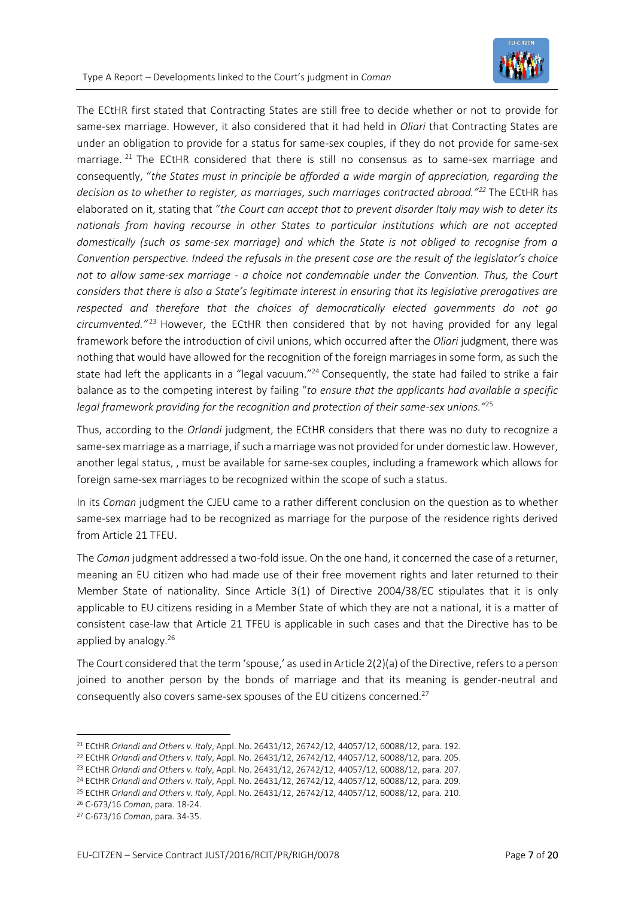The ECtHR first stated that Contracting States are still free to decide whether or not to provide for same-sex marriage. However, it also considered that it had held in *Oliari* that Contracting States are under an obligation to provide for a status for same-sex couples, if they do not provide for same-sex marriage. [21] The ECtHR considered that there is still no consensus as to same-sex marriage and consequently, "*the States must in principle be afforded a wide margin of appreciation, regarding the decision as to whether to register, as marriages, such marriages contracted abroad."*[22] The ECtHR has elaborated on it, stating that "*the Court can accept that to prevent disorder Italy may wish to deter its nationals from having recourse in other States to particular institutions which are not accepted domestically (such as same-sex marriage) and which the State is not obliged to recognise from a Convention perspective. Indeed the refusals in the present case are the result of the legislator's choice not to allow same-sex marriage - a choice not condemnable under the Convention. Thus, the Court considers that there is also a State's legitimate interest in ensuring that its legislative prerogatives are respected and therefore that the choices of democratically elected governments do not go circumvented."*[23] However, the ECtHR then considered that by not having provided for any legal framework before the introduction of civil unions, which occurred after the *Oliari* judgment, there was nothing that would have allowed for the recognition of the foreign marriages in some form, as such the state had left the applicants in a "legal vacuum."[24] Consequently, the state had failed to strike a fair balance as to the competing interest by failing "*to ensure that the applicants had available a specific legal framework providing for the recognition and protection of their same-sex unions."*[25]

Thus, according to the *Orlandi* judgment, the ECtHR considers that there was no duty to recognize a same-sex marriage as a marriage, if such a marriage was not provided for under domestic law. However, another legal status, , must be available for same-sex couples, including a framework which allows for foreign same-sex marriages to be recognized within the scope of such a status.

In its *Coman* judgment the CJEU came to a rather different conclusion on the question as to whether same-sex marriage had to be recognized as marriage for the purpose of the residence rights derived from Article 21 TFEU.

The *Coman* judgment addressed a two-fold issue. On the one hand, it concerned the case of a returner, meaning an EU citizen who had made use of their free movement rights and later returned to their Member State of nationality. Since Article 3(1) of Directive 2004/38/EC stipulates that it is only applicable to EU citizens residing in a Member State of which they are not a national, it is a matter of consistent case-law that Article 21 TFEU is applicable in such cases and that the Directive has to be applied by analogy.[26]

The Court considered that the term 'spouse,' as used in Article 2(2)(a) of the Directive, refers to a person joined to another person by the bonds of marriage and that its meaning is gender-neutral and consequently also covers same-sex spouses of the EU citizens concerned.[27]

---

[21] ECtHR *Orlandi and Others v. Italy*, Appl. No. 26431/12, 26742/12, 44057/12, 60088/12, para. 192.

[22] ECtHR *Orlandi and Others v. Italy*, Appl. No. 26431/12, 26742/12, 44057/12, 60088/12, para. 205.

[23] ECtHR *Orlandi and Others v. Italy*, Appl. No. 26431/12, 26742/12, 44057/12, 60088/12, para. 207.

[24] ECtHR *Orlandi and Others v. Italy*, Appl. No. 26431/12, 26742/12, 44057/12, 60088/12, para. 209.

[25] ECtHR *Orlandi and Others v. Italy*, Appl. No. 26431/12, 26742/12, 44057/12, 60088/12, para. 210.

[26] C-673/16 *Coman*, para. 18-24.

[27] C-673/16 *Coman*, para. 34-35.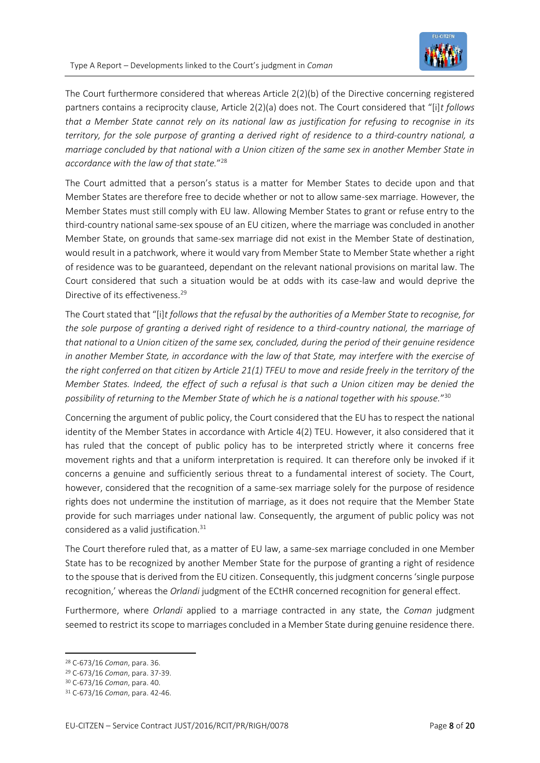The Court furthermore considered that whereas Article 2(2)(b) of the Directive concerning registered partners contains a reciprocity clause, Article 2(2)(a) does not. The Court considered that "[i]*t follows that a Member State cannot rely on its national law as justification for refusing to recognise in its territory, for the sole purpose of granting a derived right of residence to a third-country national, a marriage concluded by that national with a Union citizen of the same sex in another Member State in accordance with the law of that state.*"[28]

The Court admitted that a person's status is a matter for Member States to decide upon and that Member States are therefore free to decide whether or not to allow same-sex marriage. However, the Member States must still comply with EU law. Allowing Member States to grant or refuse entry to the third-country national same-sex spouse of an EU citizen, where the marriage was concluded in another Member State, on grounds that same-sex marriage did not exist in the Member State of destination, would result in a patchwork, where it would vary from Member State to Member State whether a right of residence was to be guaranteed, dependant on the relevant national provisions on marital law. The Court considered that such a situation would be at odds with its case-law and would deprive the Directive of its effectiveness.[29]

The Court stated that "[i]*t follows that the refusal by the authorities of a Member State to recognise, for the sole purpose of granting a derived right of residence to a third-country national, the marriage of that national to a Union citizen of the same sex, concluded, during the period of their genuine residence in another Member State, in accordance with the law of that State, may interfere with the exercise of the right conferred on that citizen by Article 21(1) TFEU to move and reside freely in the territory of the Member States. Indeed, the effect of such a refusal is that such a Union citizen may be denied the possibility of returning to the Member State of which he is a national together with his spouse.*"[30]

Concerning the argument of public policy, the Court considered that the EU has to respect the national identity of the Member States in accordance with Article 4(2) TEU. However, it also considered that it has ruled that the concept of public policy has to be interpreted strictly where it concerns free movement rights and that a uniform interpretation is required. It can therefore only be invoked if it concerns a genuine and sufficiently serious threat to a fundamental interest of society. The Court, however, considered that the recognition of a same-sex marriage solely for the purpose of residence rights does not undermine the institution of marriage, as it does not require that the Member State provide for such marriages under national law. Consequently, the argument of public policy was not considered as a valid justification.[31]

The Court therefore ruled that, as a matter of EU law, a same-sex marriage concluded in one Member State has to be recognized by another Member State for the purpose of granting a right of residence to the spouse that is derived from the EU citizen. Consequently, this judgment concerns 'single purpose recognition,' whereas the *Orlandi* judgment of the ECtHR concerned recognition for general effect.

Furthermore, where *Orlandi* applied to a marriage contracted in any state, the *Coman* judgment seemed to restrict its scope to marriages concluded in a Member State during genuine residence there.

---

[28] C-673/16 *Coman*, para. 36.

[29] C-673/16 *Coman*, para. 37-39.

[30] C-673/16 *Coman*, para. 40.

[31] C-673/16 *Coman*, para. 42-46.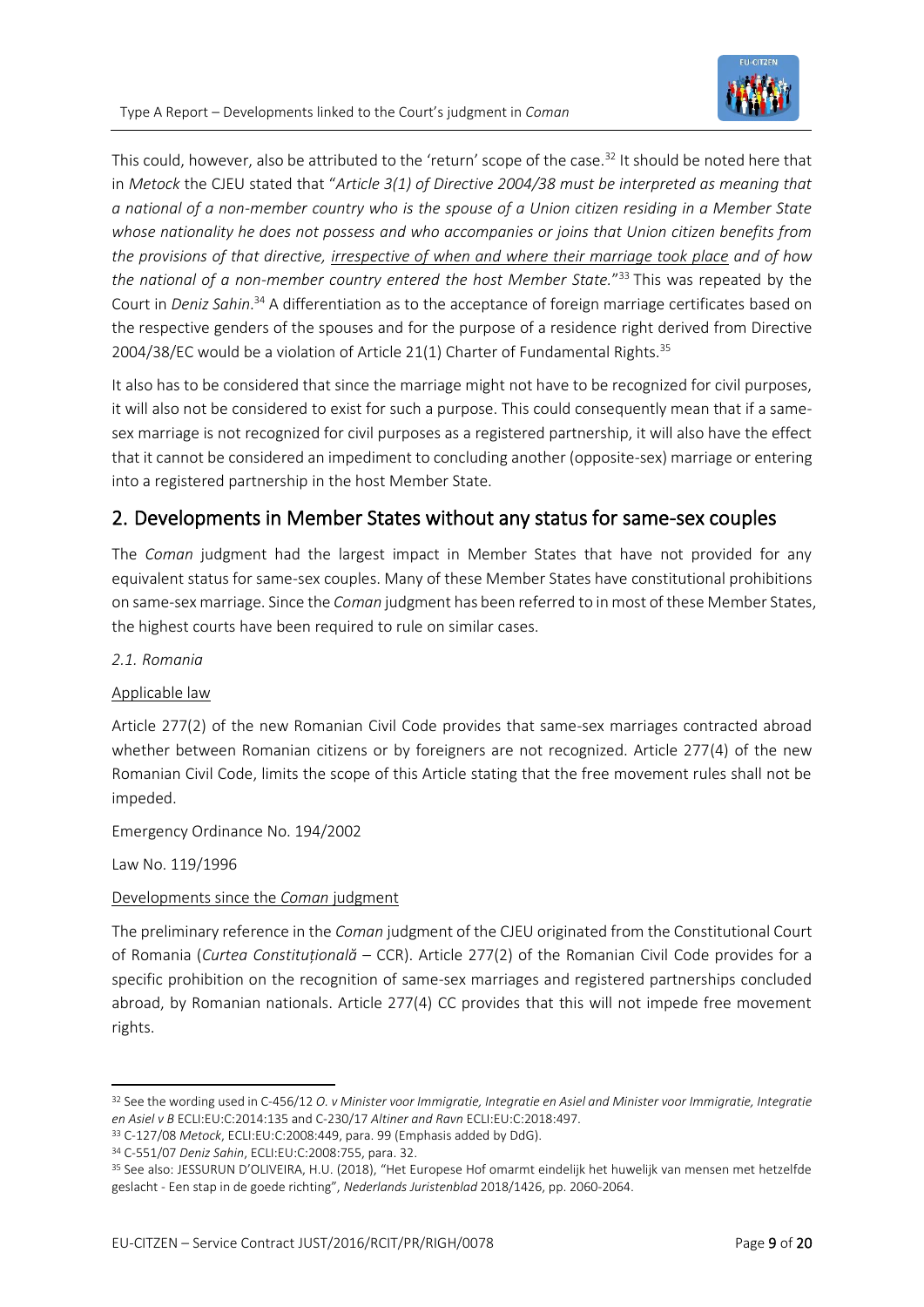This could, however, also be attributed to the 'return' scope of the case.[32] It should be noted here that in *Metock* the CJEU stated that "*Article 3(1) of Directive 2004/38 must be interpreted as meaning that a national of a non-member country who is the spouse of a Union citizen residing in a Member State whose nationality he does not possess and who accompanies or joins that Union citizen benefits from the provisions of that directive, <u>irrespective of when and where their marriage took place</u> and of how the national of a non-member country entered the host Member State.*"[33] This was repeated by the Court in *Deniz Sahin*.[34] A differentiation as to the acceptance of foreign marriage certificates based on the respective genders of the spouses and for the purpose of a residence right derived from Directive 2004/38/EC would be a violation of Article 21(1) Charter of Fundamental Rights.[35]

It also has to be considered that since the marriage might not have to be recognized for civil purposes, it will also not be considered to exist for such a purpose. This could consequently mean that if a same-sex marriage is not recognized for civil purposes as a registered partnership, it will also have the effect that it cannot be considered an impediment to concluding another (opposite-sex) marriage or entering into a registered partnership in the host Member State.

## 2. Developments in Member States without any status for same-sex couples

The *Coman* judgment had the largest impact in Member States that have not provided for any equivalent status for same-sex couples. Many of these Member States have constitutional prohibitions on same-sex marriage. Since the *Coman* judgment has been referred to in most of these Member States, the highest courts have been required to rule on similar cases.

### *2.1. Romania*

<u>Applicable law</u>

Article 277(2) of the new Romanian Civil Code provides that same-sex marriages contracted abroad whether between Romanian citizens or by foreigners are not recognized. Article 277(4) of the new Romanian Civil Code, limits the scope of this Article stating that the free movement rules shall not be impeded.

Emergency Ordinance No. 194/2002

Law No. 119/1996

<u>Developments since the *Coman* judgment</u>

The preliminary reference in the *Coman* judgment of the CJEU originated from the Constitutional Court of Romania (*Curtea Constituțională* – CCR). Article 277(2) of the Romanian Civil Code provides for a specific prohibition on the recognition of same-sex marriages and registered partnerships concluded abroad, by Romanian nationals. Article 277(4) CC provides that this will not impede free movement rights.

---

[32] See the wording used in C-456/12 *O. v Minister voor Immigratie, Integratie en Asiel and Minister voor Immigratie, Integratie en Asiel v B* ECLI:EU:C:2014:135 and C-230/17 *Altiner and Ravn* ECLI:EU:C:2018:497.

[33] C-127/08 *Metock*, ECLI:EU:C:2008:449, para. 99 (Emphasis added by DdG).

[34] C-551/07 *Deniz Sahin*, ECLI:EU:C:2008:755, para. 32.

[35] See also: JESSURUN D'OLIVEIRA, H.U. (2018), "Het Europese Hof omarmt eindelijk het huwelijk van mensen met hetzelfde geslacht - Een stap in de goede richting", *Nederlands Juristenblad* 2018/1426, pp. 2060-2064.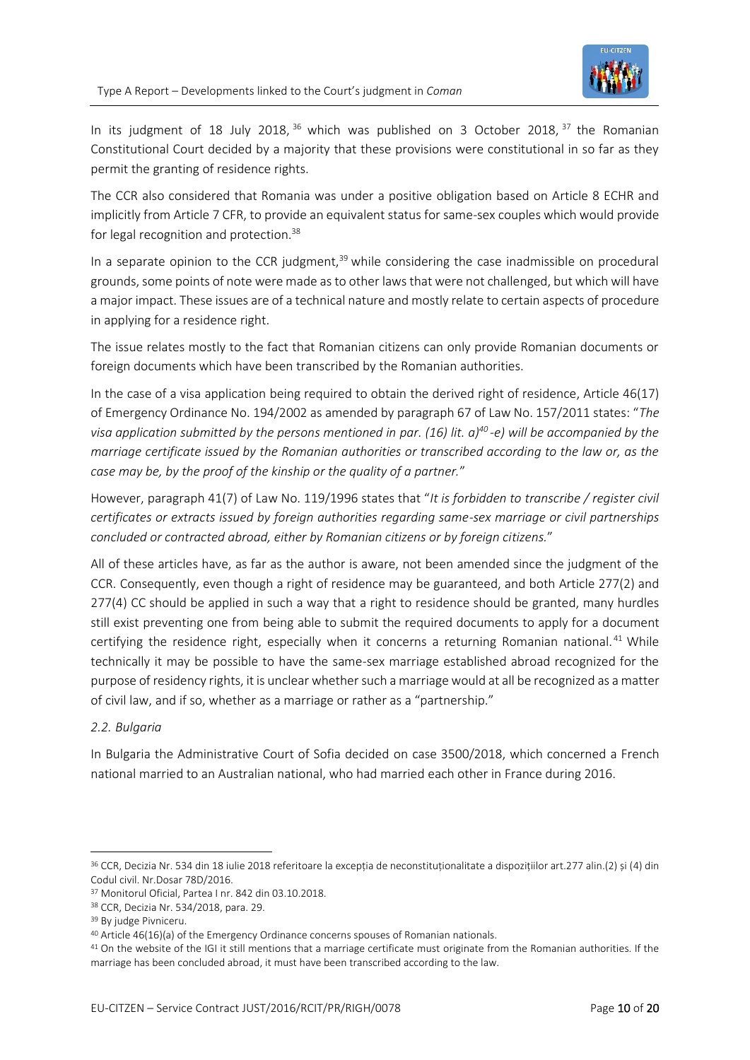In its judgment of 18 July 2018,[36] which was published on 3 October 2018,[37] the Romanian Constitutional Court decided by a majority that these provisions were constitutional in so far as they permit the granting of residence rights.

The CCR also considered that Romania was under a positive obligation based on Article 8 ECHR and implicitly from Article 7 CFR, to provide an equivalent status for same-sex couples which would provide for legal recognition and protection.[38]

In a separate opinion to the CCR judgment,[39] while considering the case inadmissible on procedural grounds, some points of note were made as to other laws that were not challenged, but which will have a major impact. These issues are of a technical nature and mostly relate to certain aspects of procedure in applying for a residence right.

The issue relates mostly to the fact that Romanian citizens can only provide Romanian documents or foreign documents which have been transcribed by the Romanian authorities.

In the case of a visa application being required to obtain the derived right of residence, Article 46(17) of Emergency Ordinance No. 194/2002 as amended by paragraph 67 of Law No. 157/2011 states: "*The visa application submitted by the persons mentioned in par. (16) lit. a)*[40]*-e) will be accompanied by the marriage certificate issued by the Romanian authorities or transcribed according to the law or, as the case may be, by the proof of the kinship or the quality of a partner.*"

However, paragraph 41(7) of Law No. 119/1996 states that "*It is forbidden to transcribe / register civil certificates or extracts issued by foreign authorities regarding same-sex marriage or civil partnerships concluded or contracted abroad, either by Romanian citizens or by foreign citizens.*"

All of these articles have, as far as the author is aware, not been amended since the judgment of the CCR. Consequently, even though a right of residence may be guaranteed, and both Article 277(2) and 277(4) CC should be applied in such a way that a right to residence should be granted, many hurdles still exist preventing one from being able to submit the required documents to apply for a document certifying the residence right, especially when it concerns a returning Romanian national.[41] While technically it may be possible to have the same-sex marriage established abroad recognized for the purpose of residency rights, it is unclear whether such a marriage would at all be recognized as a matter of civil law, and if so, whether as a marriage or rather as a "partnership."

### *2.2. Bulgaria*

In Bulgaria the Administrative Court of Sofia decided on case 3500/2018, which concerned a French national married to an Australian national, who had married each other in France during 2016.

---

[36] CCR, Decizia Nr. 534 din 18 iulie 2018 referitoare la excepția de neconstituționalitate a dispozițiilor art.277 alin.(2) și (4) din Codul civil. Nr.Dosar 78D/2016.

[37] Monitorul Oficial, Partea I nr. 842 din 03.10.2018.

[38] CCR, Decizia Nr. 534/2018, para. 29.

[39] By judge Pivniceru.

[40] Article 46(16)(a) of the Emergency Ordinance concerns spouses of Romanian nationals.

[41] On the website of the IGI it still mentions that a marriage certificate must originate from the Romanian authorities. If the marriage has been concluded abroad, it must have been transcribed according to the law.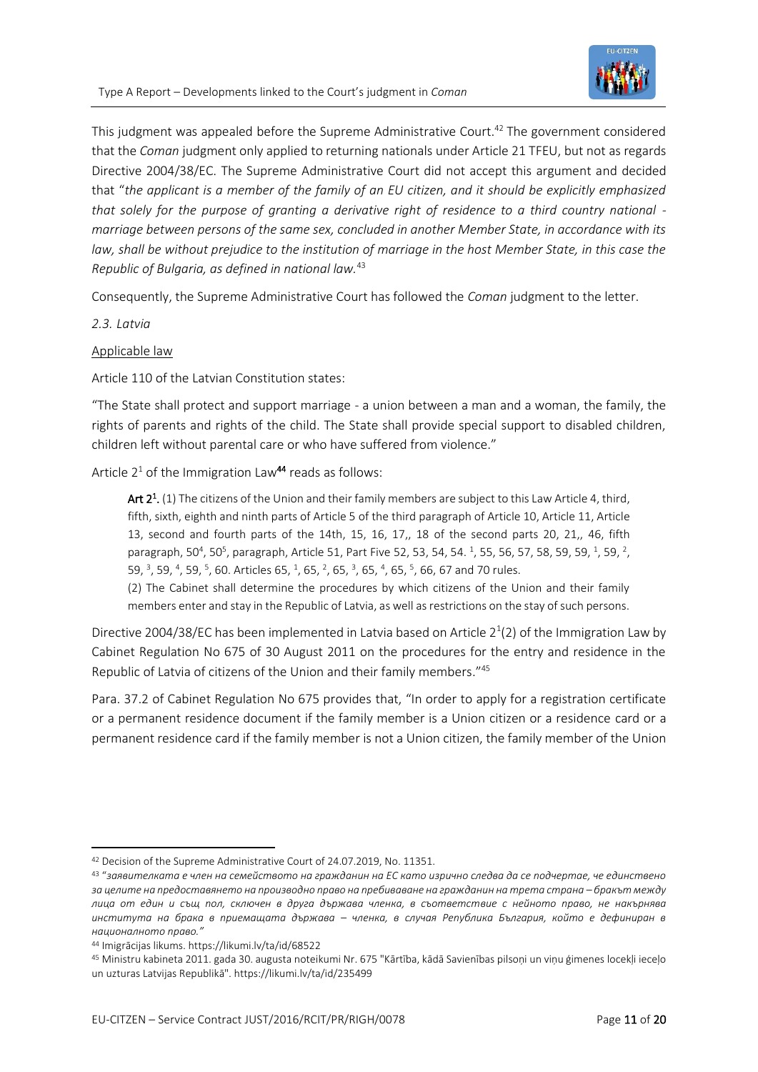This judgment was appealed before the Supreme Administrative Court.[42] The government considered that the *Coman* judgment only applied to returning nationals under Article 21 TFEU, but not as regards Directive 2004/38/EC. The Supreme Administrative Court did not accept this argument and decided that "*the applicant is a member of the family of an EU citizen, and it should be explicitly emphasized that solely for the purpose of granting a derivative right of residence to a third country national - marriage between persons of the same sex, concluded in another Member State, in accordance with its law, shall be without prejudice to the institution of marriage in the host Member State, in this case the Republic of Bulgaria, as defined in national law.*[43]

Consequently, the Supreme Administrative Court has followed the *Coman* judgment to the letter.

### *2.3. Latvia*

Applicable law

Article 110 of the Latvian Constitution states:

"The State shall protect and support marriage - a union between a man and a woman, the family, the rights of parents and rights of the child. The State shall provide special support to disabled children, children left without parental care or who have suffered from violence."

Article $2^1$ of the Immigration Law[44] reads as follows:

> **Art $2^1$.** (1) The citizens of the Union and their family members are subject to this Law Article 4, third, fifth, sixth, eighth and ninth parts of Article 5 of the third paragraph of Article 10, Article 11, Article 13, second and fourth parts of the 14th, 15, 16, 17,, 18 of the second parts 20, 21,, 46, fifth paragraph, $50^4$, $50^5$, paragraph, Article 51, Part Five 52, 53, 54, 54. $^1$, 55, 56, 57, 58, 59, 59, $^1$, 59, $^2$, 59, $^3$, 59, $^4$, 59, $^5$, 60. Articles 65, $^1$, 65, $^2$, 65, $^3$, 65, $^4$, 65, $^5$, 66, 67 and 70 rules.
>
> (2) The Cabinet shall determine the procedures by which citizens of the Union and their family members enter and stay in the Republic of Latvia, as well as restrictions on the stay of such persons.

Directive 2004/38/EC has been implemented in Latvia based on Article $2^1(2)$ of the Immigration Law by Cabinet Regulation No 675 of 30 August 2011 on the procedures for the entry and residence in the Republic of Latvia of citizens of the Union and their family members."[45]

Para. 37.2 of Cabinet Regulation No 675 provides that, "In order to apply for a registration certificate or a permanent residence document if the family member is a Union citizen or a residence card or a permanent residence card if the family member is not a Union citizen, the family member of the Union

---

[42] Decision of the Supreme Administrative Court of 24.07.2019, No. 11351.

[43] "*заявителката е член на семейството на гражданин на ЕС като изрично следва да се подчертае, че единствено за целите на предоставянето на производно право на пребиваване на гражданин на трета страна – бракът между лица от един и същ пол, сключен в друга държава членка, в съответствие с нейното право, не накърнява института на брака в приемащата държава – членка, в случая Република България, който е дефиниран в националното право.*"

[44] Imigrācijas likums. https://likumi.lv/ta/id/68522

[45] Ministru kabineta 2011. gada 30. augusta noteikumi Nr. 675 "Kārtība, kādā Savienības pilsoņi un viņu ģimenes locekļi ieceļo un uzturas Latvijas Republikā". https://likumi.lv/ta/id/235499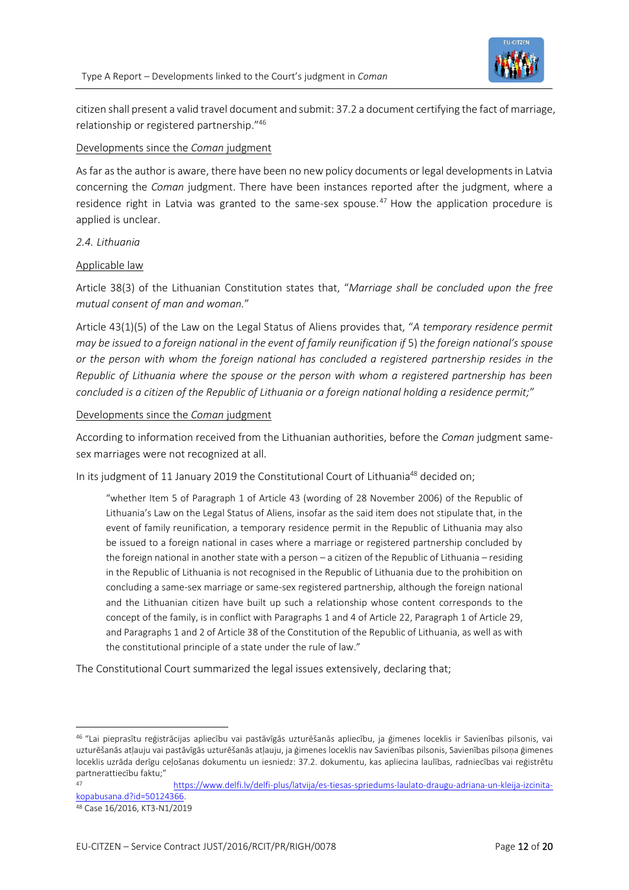citizen shall present a valid travel document and submit: 37.2 a document certifying the fact of marriage, relationship or registered partnership."[46]

Developments since the *Coman* judgment

As far as the author is aware, there have been no new policy documents or legal developments in Latvia concerning the *Coman* judgment. There have been instances reported after the judgment, where a residence right in Latvia was granted to the same-sex spouse.[47] How the application procedure is applied is unclear.

### *2.4. Lithuania*

Applicable law

Article 38(3) of the Lithuanian Constitution states that, "*Marriage shall be concluded upon the free mutual consent of man and woman.*"

Article 43(1)(5) of the Law on the Legal Status of Aliens provides that, "*A temporary residence permit may be issued to a foreign national in the event of family reunification if* 5) *the foreign national's spouse or the person with whom the foreign national has concluded a registered partnership resides in the Republic of Lithuania where the spouse or the person with whom a registered partnership has been concluded is a citizen of the Republic of Lithuania or a foreign national holding a residence permit;*"

Developments since the *Coman* judgment

According to information received from the Lithuanian authorities, before the *Coman* judgment same-sex marriages were not recognized at all.

In its judgment of 11 January 2019 the Constitutional Court of Lithuania[48] decided on;

> "whether Item 5 of Paragraph 1 of Article 43 (wording of 28 November 2006) of the Republic of Lithuania's Law on the Legal Status of Aliens, insofar as the said item does not stipulate that, in the event of family reunification, a temporary residence permit in the Republic of Lithuania may also be issued to a foreign national in cases where a marriage or registered partnership concluded by the foreign national in another state with a person – a citizen of the Republic of Lithuania – residing in the Republic of Lithuania is not recognised in the Republic of Lithuania due to the prohibition on concluding a same-sex marriage or same-sex registered partnership, although the foreign national and the Lithuanian citizen have built up such a relationship whose content corresponds to the concept of the family, is in conflict with Paragraphs 1 and 4 of Article 22, Paragraph 1 of Article 29, and Paragraphs 1 and 2 of Article 38 of the Constitution of the Republic of Lithuania, as well as with the constitutional principle of a state under the rule of law."

The Constitutional Court summarized the legal issues extensively, declaring that;

---

[46] "Lai pieprasītu reģistrācijas apliecību vai pastāvīgās uzturēšanās apliecību, ja ģimenes loceklis ir Savienības pilsonis, vai uzturēšanās atļauju vai pastāvīgās uzturēšanās atļauju, ja ģimenes loceklis nav Savienības pilsonis, Savienības pilsoņa ģimenes loceklis uzrāda derīgu ceļošanas dokumentu un iesniedz: 37.2. dokumentu, kas apliecina laulības, radniecības vai reģistrētu partnerattiecību faktu;"

[47] https://www.delfi.lv/delfi-plus/latvija/es-tiesas-spriedums-laulato-draugu-adriana-un-kleija-izcinita-kopabusana.d?id=50124366.

[48] Case 16/2016, KT3-N1/2019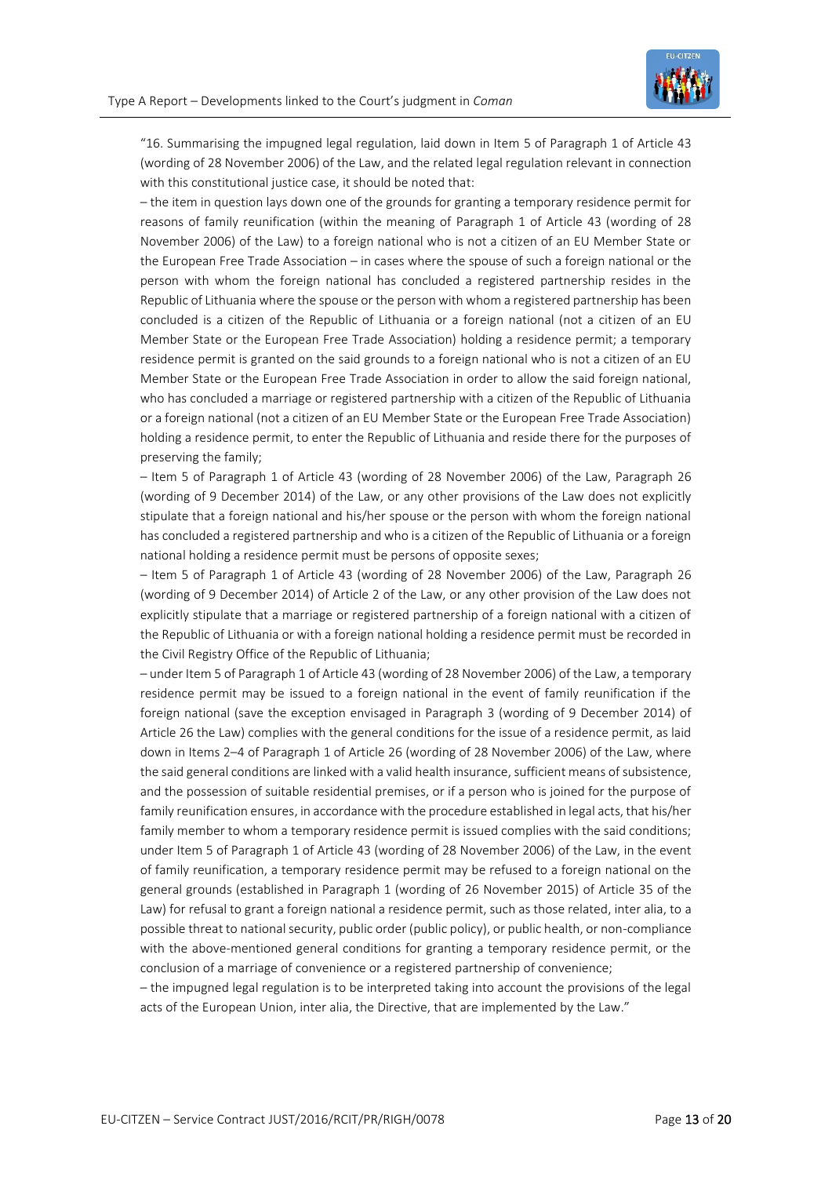"16. Summarising the impugned legal regulation, laid down in Item 5 of Paragraph 1 of Article 43 (wording of 28 November 2006) of the Law, and the related legal regulation relevant in connection with this constitutional justice case, it should be noted that:

– the item in question lays down one of the grounds for granting a temporary residence permit for reasons of family reunification (within the meaning of Paragraph 1 of Article 43 (wording of 28 November 2006) of the Law) to a foreign national who is not a citizen of an EU Member State or the European Free Trade Association – in cases where the spouse of such a foreign national or the person with whom the foreign national has concluded a registered partnership resides in the Republic of Lithuania where the spouse or the person with whom a registered partnership has been concluded is a citizen of the Republic of Lithuania or a foreign national (not a citizen of an EU Member State or the European Free Trade Association) holding a residence permit; a temporary residence permit is granted on the said grounds to a foreign national who is not a citizen of an EU Member State or the European Free Trade Association in order to allow the said foreign national, who has concluded a marriage or registered partnership with a citizen of the Republic of Lithuania or a foreign national (not a citizen of an EU Member State or the European Free Trade Association) holding a residence permit, to enter the Republic of Lithuania and reside there for the purposes of preserving the family;

– Item 5 of Paragraph 1 of Article 43 (wording of 28 November 2006) of the Law, Paragraph 26 (wording of 9 December 2014) of the Law, or any other provisions of the Law does not explicitly stipulate that a foreign national and his/her spouse or the person with whom the foreign national has concluded a registered partnership and who is a citizen of the Republic of Lithuania or a foreign national holding a residence permit must be persons of opposite sexes;

– Item 5 of Paragraph 1 of Article 43 (wording of 28 November 2006) of the Law, Paragraph 26 (wording of 9 December 2014) of Article 2 of the Law, or any other provision of the Law does not explicitly stipulate that a marriage or registered partnership of a foreign national with a citizen of the Republic of Lithuania or with a foreign national holding a residence permit must be recorded in the Civil Registry Office of the Republic of Lithuania;

– under Item 5 of Paragraph 1 of Article 43 (wording of 28 November 2006) of the Law, a temporary residence permit may be issued to a foreign national in the event of family reunification if the foreign national (save the exception envisaged in Paragraph 3 (wording of 9 December 2014) of Article 26 the Law) complies with the general conditions for the issue of a residence permit, as laid down in Items 2–4 of Paragraph 1 of Article 26 (wording of 28 November 2006) of the Law, where the said general conditions are linked with a valid health insurance, sufficient means of subsistence, and the possession of suitable residential premises, or if a person who is joined for the purpose of family reunification ensures, in accordance with the procedure established in legal acts, that his/her family member to whom a temporary residence permit is issued complies with the said conditions; under Item 5 of Paragraph 1 of Article 43 (wording of 28 November 2006) of the Law, in the event of family reunification, a temporary residence permit may be refused to a foreign national on the general grounds (established in Paragraph 1 (wording of 26 November 2015) of Article 35 of the Law) for refusal to grant a foreign national a residence permit, such as those related, inter alia, to a possible threat to national security, public order (public policy), or public health, or non-compliance with the above-mentioned general conditions for granting a temporary residence permit, or the conclusion of a marriage of convenience or a registered partnership of convenience;

– the impugned legal regulation is to be interpreted taking into account the provisions of the legal acts of the European Union, inter alia, the Directive, that are implemented by the Law."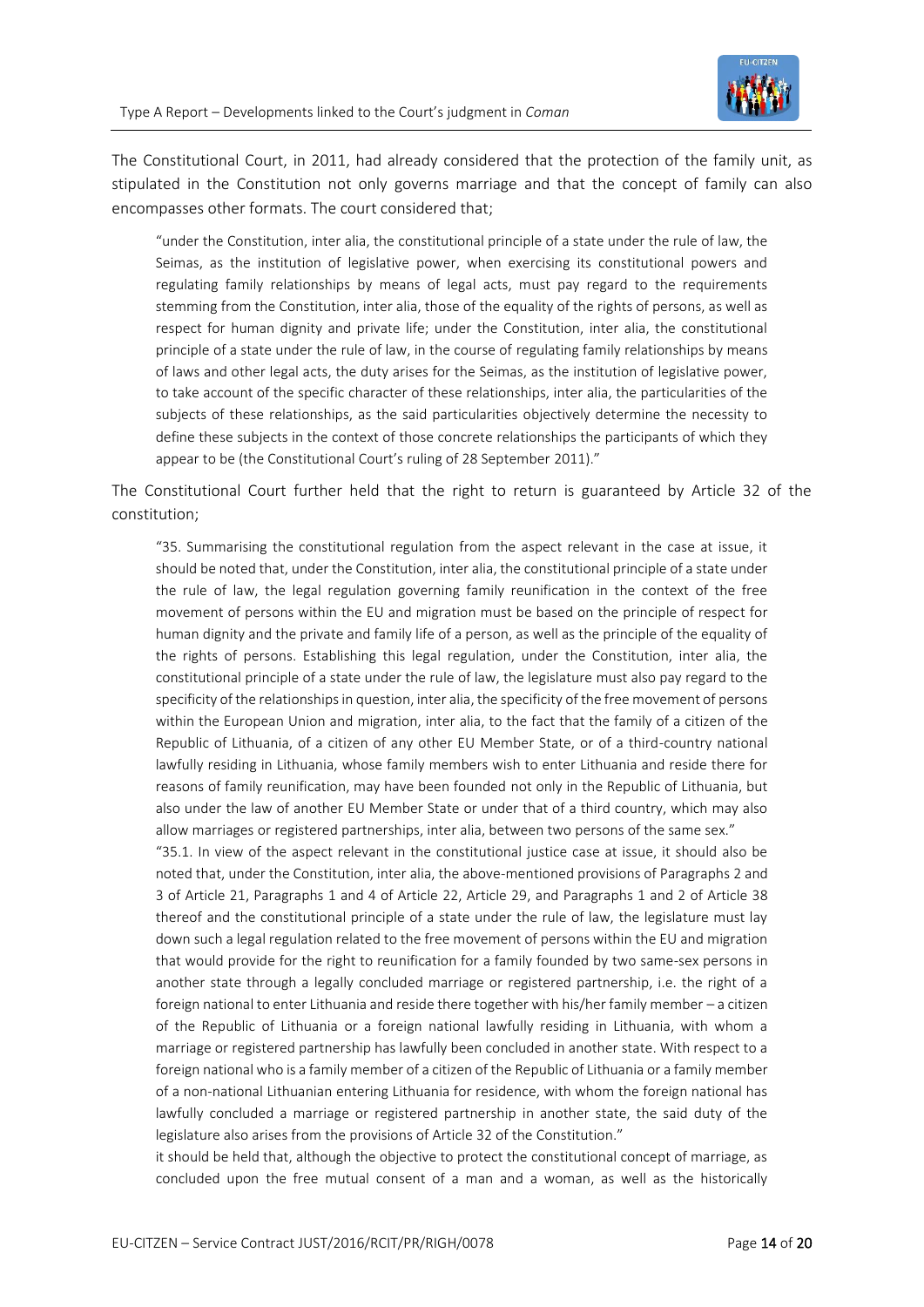The Constitutional Court, in 2011, had already considered that the protection of the family unit, as stipulated in the Constitution not only governs marriage and that the concept of family can also encompasses other formats. The court considered that;

> "under the Constitution, inter alia, the constitutional principle of a state under the rule of law, the Seimas, as the institution of legislative power, when exercising its constitutional powers and regulating family relationships by means of legal acts, must pay regard to the requirements stemming from the Constitution, inter alia, those of the equality of the rights of persons, as well as respect for human dignity and private life; under the Constitution, inter alia, the constitutional principle of a state under the rule of law, in the course of regulating family relationships by means of laws and other legal acts, the duty arises for the Seimas, as the institution of legislative power, to take account of the specific character of these relationships, inter alia, the particularities of the subjects of these relationships, as the said particularities objectively determine the necessity to define these subjects in the context of those concrete relationships the participants of which they appear to be (the Constitutional Court's ruling of 28 September 2011)."

The Constitutional Court further held that the right to return is guaranteed by Article 32 of the constitution;

> "35. Summarising the constitutional regulation from the aspect relevant in the case at issue, it should be noted that, under the Constitution, inter alia, the constitutional principle of a state under the rule of law, the legal regulation governing family reunification in the context of the free movement of persons within the EU and migration must be based on the principle of respect for human dignity and the private and family life of a person, as well as the principle of the equality of the rights of persons. Establishing this legal regulation, under the Constitution, inter alia, the constitutional principle of a state under the rule of law, the legislature must also pay regard to the specificity of the relationships in question, inter alia, the specificity of the free movement of persons within the European Union and migration, inter alia, to the fact that the family of a citizen of the Republic of Lithuania, of a citizen of any other EU Member State, or of a third-country national lawfully residing in Lithuania, whose family members wish to enter Lithuania and reside there for reasons of family reunification, may have been founded not only in the Republic of Lithuania, but also under the law of another EU Member State or under that of a third country, which may also allow marriages or registered partnerships, inter alia, between two persons of the same sex."
>
> "35.1. In view of the aspect relevant in the constitutional justice case at issue, it should also be noted that, under the Constitution, inter alia, the above-mentioned provisions of Paragraphs 2 and 3 of Article 21, Paragraphs 1 and 4 of Article 22, Article 29, and Paragraphs 1 and 2 of Article 38 thereof and the constitutional principle of a state under the rule of law, the legislature must lay down such a legal regulation related to the free movement of persons within the EU and migration that would provide for the right to reunification for a family founded by two same-sex persons in another state through a legally concluded marriage or registered partnership, i.e. the right of a foreign national to enter Lithuania and reside there together with his/her family member – a citizen of the Republic of Lithuania or a foreign national lawfully residing in Lithuania, with whom a marriage or registered partnership has lawfully been concluded in another state. With respect to a foreign national who is a family member of a citizen of the Republic of Lithuania or a family member of a non-national Lithuanian entering Lithuania for residence, with whom the foreign national has lawfully concluded a marriage or registered partnership in another state, the said duty of the legislature also arises from the provisions of Article 32 of the Constitution."
>
> it should be held that, although the objective to protect the constitutional concept of marriage, as concluded upon the free mutual consent of a man and a woman, as well as the historically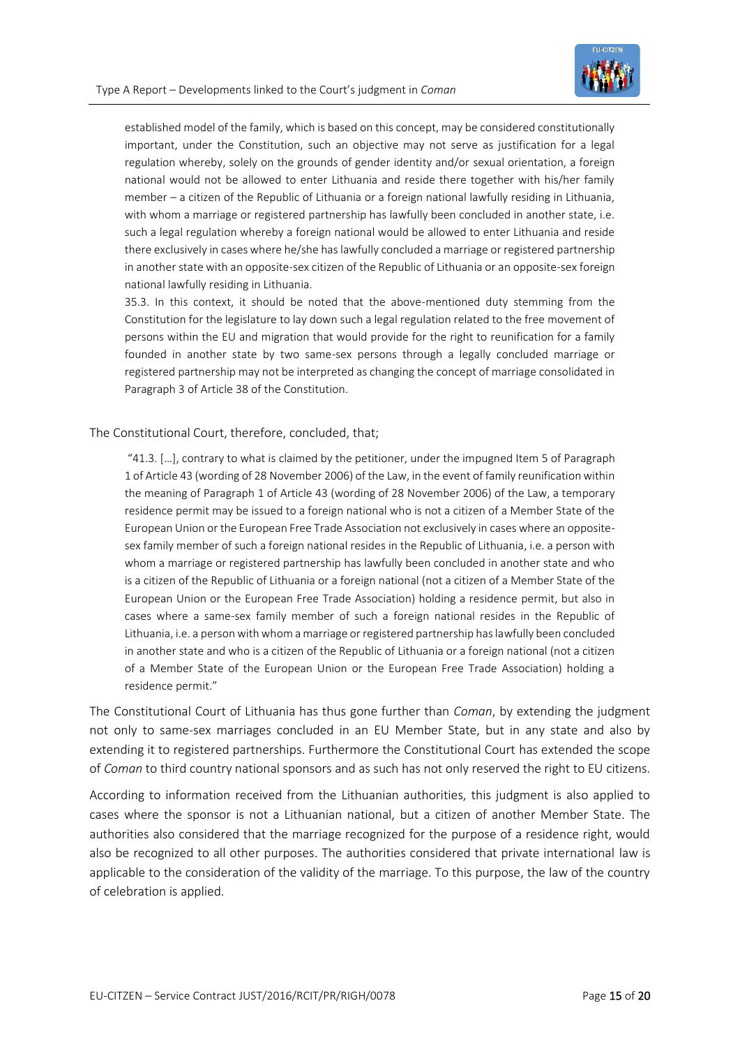> established model of the family, which is based on this concept, may be considered constitutionally important, under the Constitution, such an objective may not serve as justification for a legal regulation whereby, solely on the grounds of gender identity and/or sexual orientation, a foreign national would not be allowed to enter Lithuania and reside there together with his/her family member – a citizen of the Republic of Lithuania or a foreign national lawfully residing in Lithuania, with whom a marriage or registered partnership has lawfully been concluded in another state, i.e. such a legal regulation whereby a foreign national would be allowed to enter Lithuania and reside there exclusively in cases where he/she has lawfully concluded a marriage or registered partnership in another state with an opposite-sex citizen of the Republic of Lithuania or an opposite-sex foreign national lawfully residing in Lithuania.
>
> 35.3. In this context, it should be noted that the above-mentioned duty stemming from the Constitution for the legislature to lay down such a legal regulation related to the free movement of persons within the EU and migration that would provide for the right to reunification for a family founded in another state by two same-sex persons through a legally concluded marriage or registered partnership may not be interpreted as changing the concept of marriage consolidated in Paragraph 3 of Article 38 of the Constitution.

The Constitutional Court, therefore, concluded, that;

> "41.3. […], contrary to what is claimed by the petitioner, under the impugned Item 5 of Paragraph 1 of Article 43 (wording of 28 November 2006) of the Law, in the event of family reunification within the meaning of Paragraph 1 of Article 43 (wording of 28 November 2006) of the Law, a temporary residence permit may be issued to a foreign national who is not a citizen of a Member State of the European Union or the European Free Trade Association not exclusively in cases where an opposite-sex family member of such a foreign national resides in the Republic of Lithuania, i.e. a person with whom a marriage or registered partnership has lawfully been concluded in another state and who is a citizen of the Republic of Lithuania or a foreign national (not a citizen of a Member State of the European Union or the European Free Trade Association) holding a residence permit, but also in cases where a same-sex family member of such a foreign national resides in the Republic of Lithuania, i.e. a person with whom a marriage or registered partnership has lawfully been concluded in another state and who is a citizen of the Republic of Lithuania or a foreign national (not a citizen of a Member State of the European Union or the European Free Trade Association) holding a residence permit."

The Constitutional Court of Lithuania has thus gone further than *Coman*, by extending the judgment not only to same-sex marriages concluded in an EU Member State, but in any state and also by extending it to registered partnerships. Furthermore the Constitutional Court has extended the scope of *Coman* to third country national sponsors and as such has not only reserved the right to EU citizens.

According to information received from the Lithuanian authorities, this judgment is also applied to cases where the sponsor is not a Lithuanian national, but a citizen of another Member State. The authorities also considered that the marriage recognized for the purpose of a residence right, would also be recognized to all other purposes. The authorities considered that private international law is applicable to the consideration of the validity of the marriage. To this purpose, the law of the country of celebration is applied.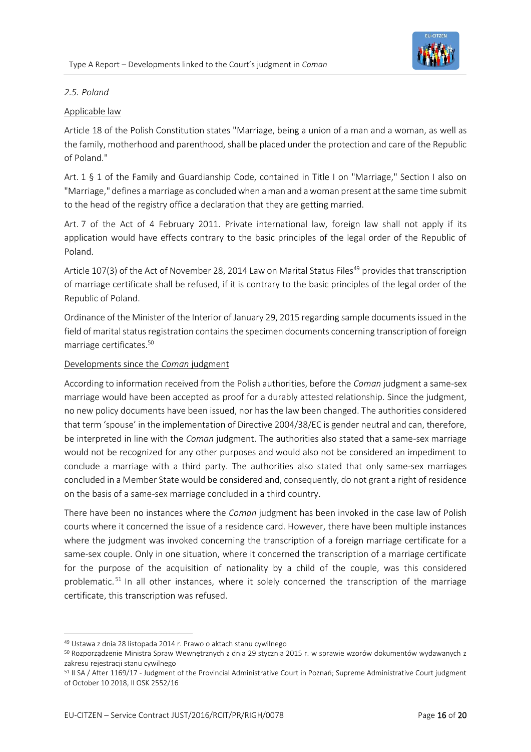### *2.5. Poland*

Applicable law

Article 18 of the Polish Constitution states "Marriage, being a union of a man and a woman, as well as the family, motherhood and parenthood, shall be placed under the protection and care of the Republic of Poland."

Art. 1 § 1 of the Family and Guardianship Code, contained in Title I on "Marriage," Section I also on "Marriage," defines a marriage as concluded when a man and a woman present at the same time submit to the head of the registry office a declaration that they are getting married.

Art. 7 of the Act of 4 February 2011. Private international law, foreign law shall not apply if its application would have effects contrary to the basic principles of the legal order of the Republic of Poland.

Article 107(3) of the Act of November 28, 2014 Law on Marital Status Files[49] provides that transcription of marriage certificate shall be refused, if it is contrary to the basic principles of the legal order of the Republic of Poland.

Ordinance of the Minister of the Interior of January 29, 2015 regarding sample documents issued in the field of marital status registration contains the specimen documents concerning transcription of foreign marriage certificates.[50]

Developments since the *Coman* judgment

According to information received from the Polish authorities, before the *Coman* judgment a same-sex marriage would have been accepted as proof for a durably attested relationship. Since the judgment, no new policy documents have been issued, nor has the law been changed. The authorities considered that term 'spouse' in the implementation of Directive 2004/38/EC is gender neutral and can, therefore, be interpreted in line with the *Coman* judgment. The authorities also stated that a same-sex marriage would not be recognized for any other purposes and would also not be considered an impediment to conclude a marriage with a third party. The authorities also stated that only same-sex marriages concluded in a Member State would be considered and, consequently, do not grant a right of residence on the basis of a same-sex marriage concluded in a third country.

There have been no instances where the *Coman* judgment has been invoked in the case law of Polish courts where it concerned the issue of a residence card. However, there have been multiple instances where the judgment was invoked concerning the transcription of a foreign marriage certificate for a same-sex couple. Only in one situation, where it concerned the transcription of a marriage certificate for the purpose of the acquisition of nationality by a child of the couple, was this considered problematic.[51] In all other instances, where it solely concerned the transcription of the marriage certificate, this transcription was refused.

---

[49] Ustawa z dnia 28 listopada 2014 r. Prawo o aktach stanu cywilnego

[50] Rozporządzenie Ministra Spraw Wewnętrznych z dnia 29 stycznia 2015 r. w sprawie wzorów dokumentów wydawanych z zakresu rejestracji stanu cywilnego

[51] II SA / After 1169/17 - Judgment of the Provincial Administrative Court in Poznań; Supreme Administrative Court judgment of October 10 2018, II OSK 2552/16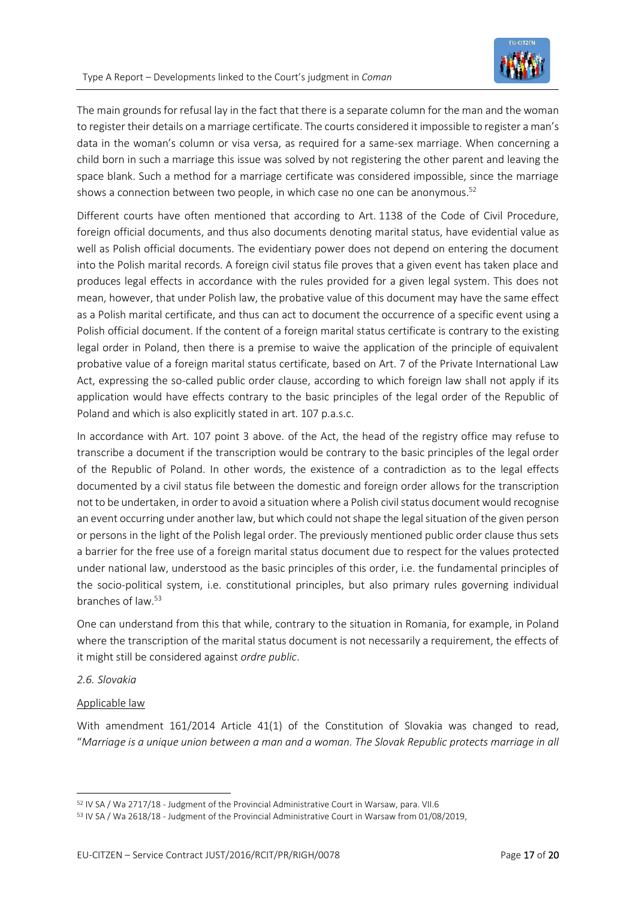The main grounds for refusal lay in the fact that there is a separate column for the man and the woman to register their details on a marriage certificate. The courts considered it impossible to register a man's data in the woman's column or visa versa, as required for a same-sex marriage. When concerning a child born in such a marriage this issue was solved by not registering the other parent and leaving the space blank. Such a method for a marriage certificate was considered impossible, since the marriage shows a connection between two people, in which case no one can be anonymous.[52]

Different courts have often mentioned that according to Art. 1138 of the Code of Civil Procedure, foreign official documents, and thus also documents denoting marital status, have evidential value as well as Polish official documents. The evidentiary power does not depend on entering the document into the Polish marital records. A foreign civil status file proves that a given event has taken place and produces legal effects in accordance with the rules provided for a given legal system. This does not mean, however, that under Polish law, the probative value of this document may have the same effect as a Polish marital certificate, and thus can act to document the occurrence of a specific event using a Polish official document. If the content of a foreign marital status certificate is contrary to the existing legal order in Poland, then there is a premise to waive the application of the principle of equivalent probative value of a foreign marital status certificate, based on Art. 7 of the Private International Law Act, expressing the so-called public order clause, according to which foreign law shall not apply if its application would have effects contrary to the basic principles of the legal order of the Republic of Poland and which is also explicitly stated in art. 107 p.a.s.c.

In accordance with Art. 107 point 3 above. of the Act, the head of the registry office may refuse to transcribe a document if the transcription would be contrary to the basic principles of the legal order of the Republic of Poland. In other words, the existence of a contradiction as to the legal effects documented by a civil status file between the domestic and foreign order allows for the transcription not to be undertaken, in order to avoid a situation where a Polish civil status document would recognise an event occurring under another law, but which could not shape the legal situation of the given person or persons in the light of the Polish legal order. The previously mentioned public order clause thus sets a barrier for the free use of a foreign marital status document due to respect for the values protected under national law, understood as the basic principles of this order, i.e. the fundamental principles of the socio-political system, i.e. constitutional principles, but also primary rules governing individual branches of law.[53]

One can understand from this that while, contrary to the situation in Romania, for example, in Poland where the transcription of the marital status document is not necessarily a requirement, the effects of it might still be considered against *ordre public*.

### *2.6. Slovakia*

#### Applicable law

With amendment 161/2014 Article 41(1) of the Constitution of Slovakia was changed to read, "*Marriage is a unique union between a man and a woman. The Slovak Republic protects marriage in all*

---

[52] IV SA / Wa 2717/18 - Judgment of the Provincial Administrative Court in Warsaw, para. VII.6

[53] IV SA / Wa 2618/18 - Judgment of the Provincial Administrative Court in Warsaw from 01/08/2019,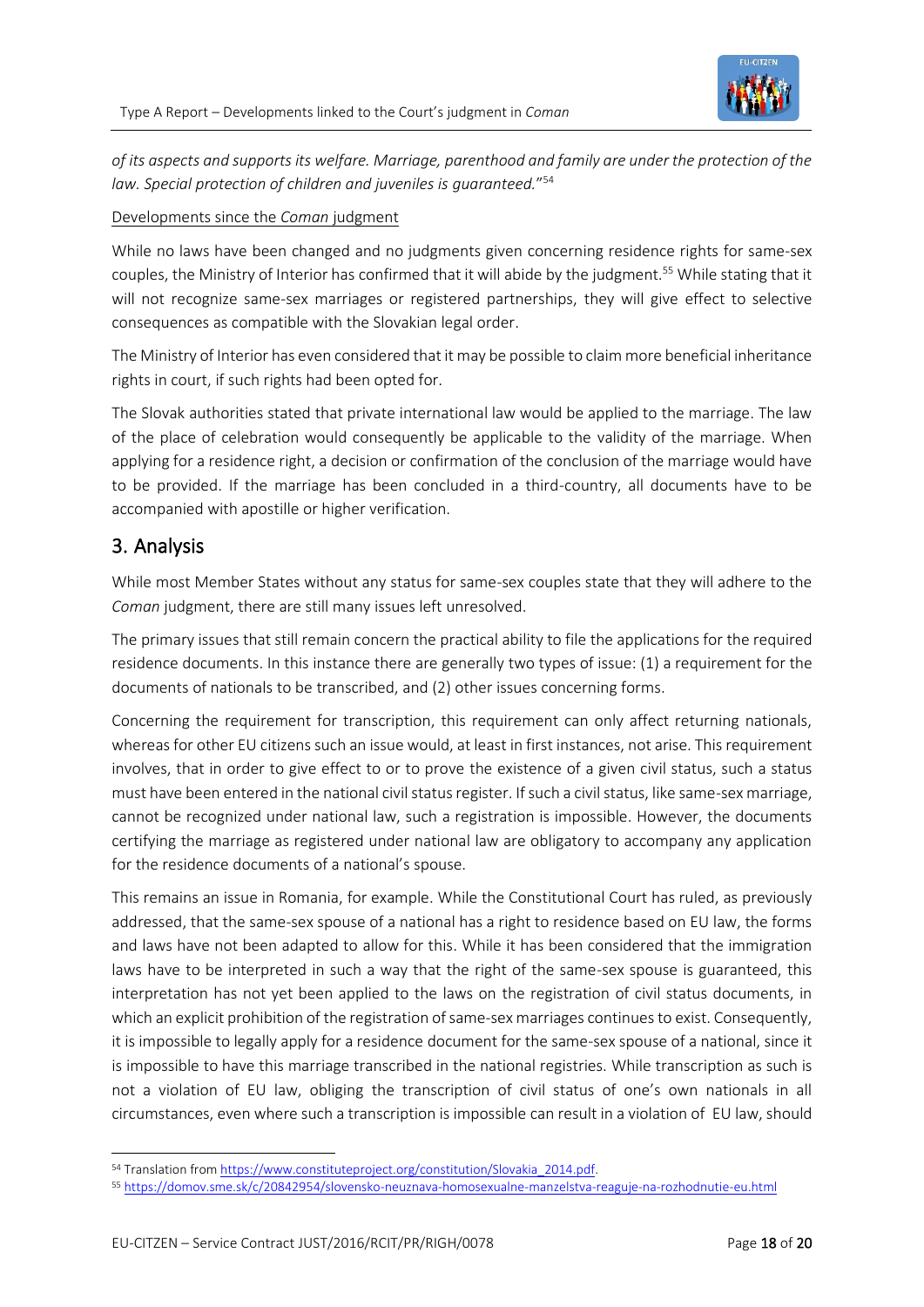*of its aspects and supports its welfare. Marriage, parenthood and family are under the protection of the law. Special protection of children and juveniles is guaranteed.*"[54]

Developments since the *Coman* judgment

While no laws have been changed and no judgments given concerning residence rights for same-sex couples, the Ministry of Interior has confirmed that it will abide by the judgment.[55] While stating that it will not recognize same-sex marriages or registered partnerships, they will give effect to selective consequences as compatible with the Slovakian legal order.

The Ministry of Interior has even considered that it may be possible to claim more beneficial inheritance rights in court, if such rights had been opted for.

The Slovak authorities stated that private international law would be applied to the marriage. The law of the place of celebration would consequently be applicable to the validity of the marriage. When applying for a residence right, a decision or confirmation of the conclusion of the marriage would have to be provided. If the marriage has been concluded in a third-country, all documents have to be accompanied with apostille or higher verification.

## 3. Analysis

While most Member States without any status for same-sex couples state that they will adhere to the *Coman* judgment, there are still many issues left unresolved.

The primary issues that still remain concern the practical ability to file the applications for the required residence documents. In this instance there are generally two types of issue: (1) a requirement for the documents of nationals to be transcribed, and (2) other issues concerning forms.

Concerning the requirement for transcription, this requirement can only affect returning nationals, whereas for other EU citizens such an issue would, at least in first instances, not arise. This requirement involves, that in order to give effect to or to prove the existence of a given civil status, such a status must have been entered in the national civil status register. If such a civil status, like same-sex marriage, cannot be recognized under national law, such a registration is impossible. However, the documents certifying the marriage as registered under national law are obligatory to accompany any application for the residence documents of a national's spouse.

This remains an issue in Romania, for example. While the Constitutional Court has ruled, as previously addressed, that the same-sex spouse of a national has a right to residence based on EU law, the forms and laws have not been adapted to allow for this. While it has been considered that the immigration laws have to be interpreted in such a way that the right of the same-sex spouse is guaranteed, this interpretation has not yet been applied to the laws on the registration of civil status documents, in which an explicit prohibition of the registration of same-sex marriages continues to exist. Consequently, it is impossible to legally apply for a residence document for the same-sex spouse of a national, since it is impossible to have this marriage transcribed in the national registries. While transcription as such is not a violation of EU law, obliging the transcription of civil status of one's own nationals in all circumstances, even where such a transcription is impossible can result in a violation of EU law, should

---

[54] Translation from https://www.constituteproject.org/constitution/Slovakia_2014.pdf.

[55] https://domov.sme.sk/c/20842954/slovensko-neuznava-homosexualne-manzelstva-reaguje-na-rozhodnutie-eu.html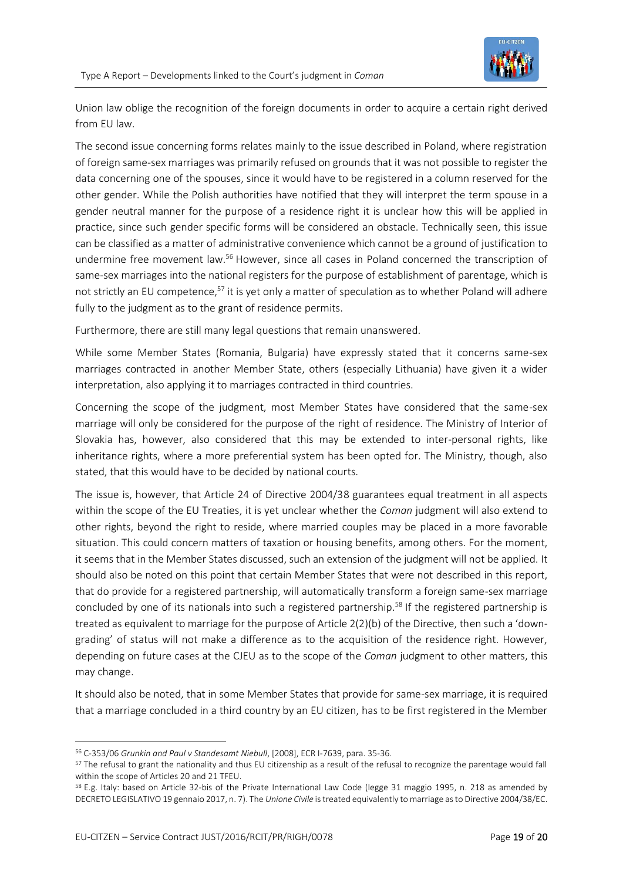Union law oblige the recognition of the foreign documents in order to acquire a certain right derived from EU law.

The second issue concerning forms relates mainly to the issue described in Poland, where registration of foreign same-sex marriages was primarily refused on grounds that it was not possible to register the data concerning one of the spouses, since it would have to be registered in a column reserved for the other gender. While the Polish authorities have notified that they will interpret the term spouse in a gender neutral manner for the purpose of a residence right it is unclear how this will be applied in practice, since such gender specific forms will be considered an obstacle. Technically seen, this issue can be classified as a matter of administrative convenience which cannot be a ground of justification to undermine free movement law.[56] However, since all cases in Poland concerned the transcription of same-sex marriages into the national registers for the purpose of establishment of parentage, which is not strictly an EU competence,[57] it is yet only a matter of speculation as to whether Poland will adhere fully to the judgment as to the grant of residence permits.

Furthermore, there are still many legal questions that remain unanswered.

While some Member States (Romania, Bulgaria) have expressly stated that it concerns same-sex marriages contracted in another Member State, others (especially Lithuania) have given it a wider interpretation, also applying it to marriages contracted in third countries.

Concerning the scope of the judgment, most Member States have considered that the same-sex marriage will only be considered for the purpose of the right of residence. The Ministry of Interior of Slovakia has, however, also considered that this may be extended to inter-personal rights, like inheritance rights, where a more preferential system has been opted for. The Ministry, though, also stated, that this would have to be decided by national courts.

The issue is, however, that Article 24 of Directive 2004/38 guarantees equal treatment in all aspects within the scope of the EU Treaties, it is yet unclear whether the *Coman* judgment will also extend to other rights, beyond the right to reside, where married couples may be placed in a more favorable situation. This could concern matters of taxation or housing benefits, among others. For the moment, it seems that in the Member States discussed, such an extension of the judgment will not be applied. It should also be noted on this point that certain Member States that were not described in this report, that do provide for a registered partnership, will automatically transform a foreign same-sex marriage concluded by one of its nationals into such a registered partnership.[58] If the registered partnership is treated as equivalent to marriage for the purpose of Article 2(2)(b) of the Directive, then such a 'down-grading' of status will not make a difference as to the acquisition of the residence right. However, depending on future cases at the CJEU as to the scope of the *Coman* judgment to other matters, this may change.

It should also be noted, that in some Member States that provide for same-sex marriage, it is required that a marriage concluded in a third country by an EU citizen, has to be first registered in the Member

---

[56] C-353/06 *Grunkin and Paul v Standesamt Niebull*, [2008], ECR I-7639, para. 35-36.

[57] The refusal to grant the nationality and thus EU citizenship as a result of the refusal to recognize the parentage would fall within the scope of Articles 20 and 21 TFEU.

[58] E.g. Italy: based on Article 32-bis of the Private International Law Code (legge 31 maggio 1995, n. 218 as amended by DECRETO LEGISLATIVO 19 gennaio 2017, n. 7). The *Unione Civile* is treated equivalently to marriage as to Directive 2004/38/EC.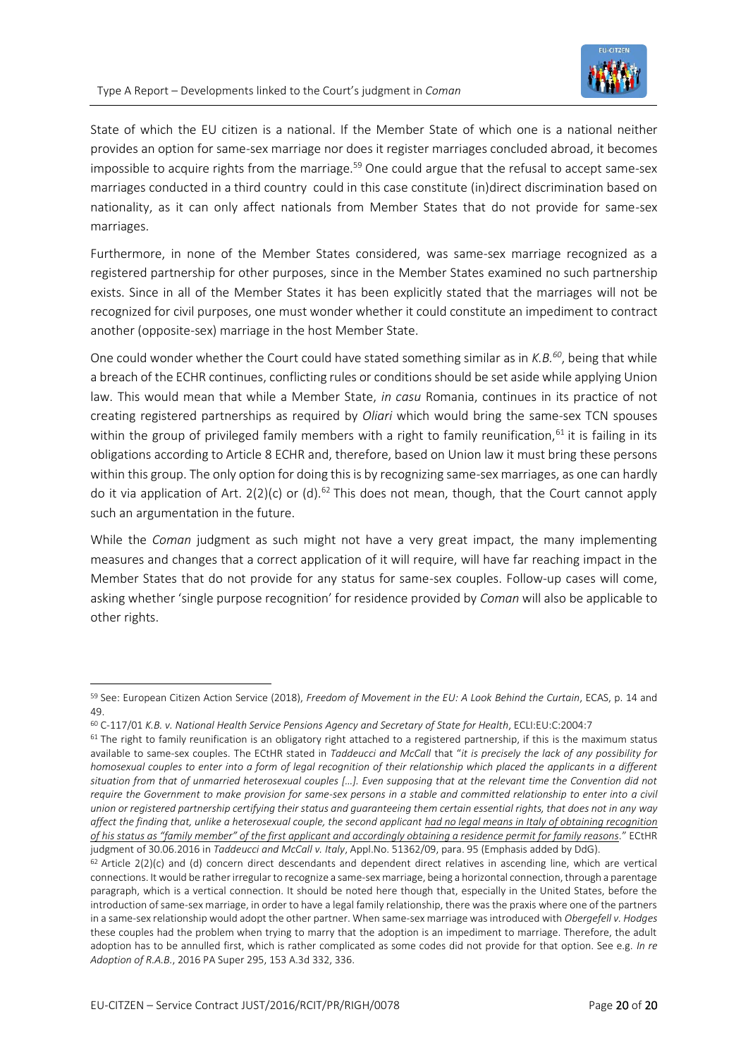State of which the EU citizen is a national. If the Member State of which one is a national neither provides an option for same-sex marriage nor does it register marriages concluded abroad, it becomes impossible to acquire rights from the marriage.[59] One could argue that the refusal to accept same-sex marriages conducted in a third country could in this case constitute (in)direct discrimination based on nationality, as it can only affect nationals from Member States that do not provide for same-sex marriages.

Furthermore, in none of the Member States considered, was same-sex marriage recognized as a registered partnership for other purposes, since in the Member States examined no such partnership exists. Since in all of the Member States it has been explicitly stated that the marriages will not be recognized for civil purposes, one must wonder whether it could constitute an impediment to contract another (opposite-sex) marriage in the host Member State.

One could wonder whether the Court could have stated something similar as in *K.B.*[60], being that while a breach of the ECHR continues, conflicting rules or conditions should be set aside while applying Union law. This would mean that while a Member State, *in casu* Romania, continues in its practice of not creating registered partnerships as required by *Oliari* which would bring the same-sex TCN spouses within the group of privileged family members with a right to family reunification,[61] it is failing in its obligations according to Article 8 ECHR and, therefore, based on Union law it must bring these persons within this group. The only option for doing this is by recognizing same-sex marriages, as one can hardly do it via application of Art. 2(2)(c) or (d).[62] This does not mean, though, that the Court cannot apply such an argumentation in the future.

While the *Coman* judgment as such might not have a very great impact, the many implementing measures and changes that a correct application of it will require, will have far reaching impact in the Member States that do not provide for any status for same-sex couples. Follow-up cases will come, asking whether 'single purpose recognition' for residence provided by *Coman* will also be applicable to other rights.

---

[59] See: European Citizen Action Service (2018), *Freedom of Movement in the EU: A Look Behind the Curtain*, ECAS, p. 14 and 49.

[60] C-117/01 *K.B. v. National Health Service Pensions Agency and Secretary of State for Health*, ECLI:EU:C:2004:7

[61] The right to family reunification is an obligatory right attached to a registered partnership, if this is the maximum status available to same-sex couples. The ECtHR stated in *Taddeucci and McCall* that "*it is precisely the lack of any possibility for homosexual couples to enter into a form of legal recognition of their relationship which placed the applicants in a different situation from that of unmarried heterosexual couples […]. Even supposing that at the relevant time the Convention did not require the Government to make provision for same-sex persons in a stable and committed relationship to enter into a civil union or registered partnership certifying their status and guaranteeing them certain essential rights, that does not in any way affect the finding that, unlike a heterosexual couple, the second applicant <u>had no legal means in Italy of obtaining recognition of his status as "family member" of the first applicant and accordingly obtaining a residence permit for family reasons</u>.*" ECtHR judgment of 30.06.2016 in *Taddeucci and McCall v. Italy*, Appl.No. 51362/09, para. 95 (Emphasis added by DdG).

[62] Article 2(2)(c) and (d) concern direct descendants and dependent direct relatives in ascending line, which are vertical connections. It would be rather irregular to recognize a same-sex marriage, being a horizontal connection, through a parentage paragraph, which is a vertical connection. It should be noted here though that, especially in the United States, before the introduction of same-sex marriage, in order to have a legal family relationship, there was the praxis where one of the partners in a same-sex relationship would adopt the other partner. When same-sex marriage was introduced with *Obergefell v. Hodges* these couples had the problem when trying to marry that the adoption is an impediment to marriage. Therefore, the adult adoption has to be annulled first, which is rather complicated as some codes did not provide for that option. See e.g. *In re Adoption of R.A.B.*, 2016 PA Super 295, 153 A.3d 332, 336.